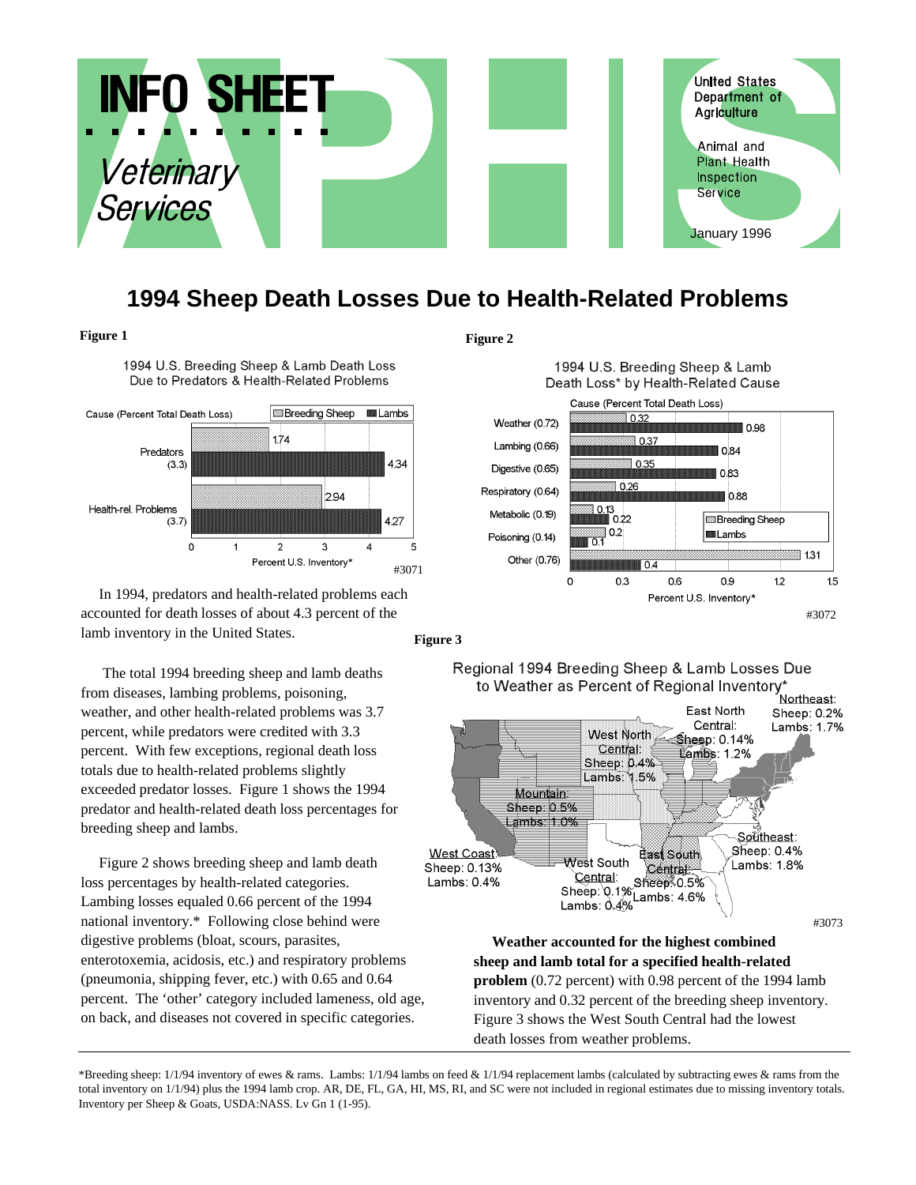INFO SHEET

*Veterinary Services*

United States Department of Agriculture

Animal and Plant Health Inspection Service

January 1996

# 1994 Sheep Death Losses Due to Health-Related Problems

**Figure 1**

1994 U.S. Breeding Sheep & Lamb Death Loss Due to Predators & Health-Related Problems

| Cause (Percent Total Death Loss) | Breeding Sheep | Lambs |
|---|---|---|
| Predators (3.3) | 1.74 | 4.34 |
| Health-rel. Problems (3.7) | 2.94 | 4.27 |

Percent U.S. Inventory*

#3071

In 1994, predators and health-related problems each accounted for death losses of about 4.3 percent of the lamb inventory in the United States.

The total 1994 breeding sheep and lamb deaths from diseases, lambing problems, poisoning, weather, and other health-related problems was 3.7 percent, while predators were credited with 3.3 percent. With few exceptions, regional death loss totals due to health-related problems slightly exceeded predator losses. Figure 1 shows the 1994 predator and health-related death loss percentages for breeding sheep and lambs.

Figure 2 shows breeding sheep and lamb death loss percentages by health-related categories. Lambing losses equaled 0.66 percent of the 1994 national inventory.* Following close behind were digestive problems (bloat, scours, parasites, enterotoxemia, acidosis, etc.) and respiratory problems (pneumonia, shipping fever, etc.) with 0.65 and 0.64 percent. The 'other' category included lameness, old age, on back, and diseases not covered in specific categories.

**Figure 2**

1994 U.S. Breeding Sheep & Lamb Death Loss* by Health-Related Cause

| Cause (Percent Total Death Loss) | Breeding Sheep | Lambs |
|---|---|---|
| Weather (0.72) | 0.32 | 0.98 |
| Lambing (0.66) | 0.37 | 0.84 |
| Digestive (0.65) | 0.35 | 0.83 |
| Respiratory (0.64) | 0.26 | 0.88 |
| Metabolic (0.19) | 0.13 | 0.22 |
| Poisoning (0.14) | 0.2 | 0.1 |
| Other (0.76) | 1.31 | 0.4 |

Percent U.S. Inventory*

#3072

**Figure 3**

Regional 1994 Breeding Sheep & Lamb Losses Due to Weather as Percent of Regional Inventory*

| Region | Sheep | Lambs |
|---|---|---|
| Northeast | 0.2% | 1.7% |
| East North Central | 0.14% | 1.2% |
| West North Central | 0.4% | 1.5% |
| Mountain | 0.5% | 1.0% |
| West Coast | 0.13% | 0.4% |
| West South Central | 0.1% | 0.4% |
| East South Central | 0.5% | 4.6% |
| Southeast | 0.4% | 1.8% |

#3073

**Weather accounted for the highest combined sheep and lamb total for a specified health-related problem** (0.72 percent) with 0.98 percent of the 1994 lamb inventory and 0.32 percent of the breeding sheep inventory. Figure 3 shows the West South Central had the lowest death losses from weather problems.

---

*Breeding sheep: 1/1/94 inventory of ewes & rams. Lambs: 1/1/94 lambs on feed & 1/1/94 replacement lambs (calculated by subtracting ewes & rams from the total inventory on 1/1/94) plus the 1994 lamb crop. AR, DE, FL, GA, HI, MS, RI, and SC were not included in regional estimates due to missing inventory totals. Inventory per Sheep & Goats, USDA:NASS. Lv Gn 1 (1-95).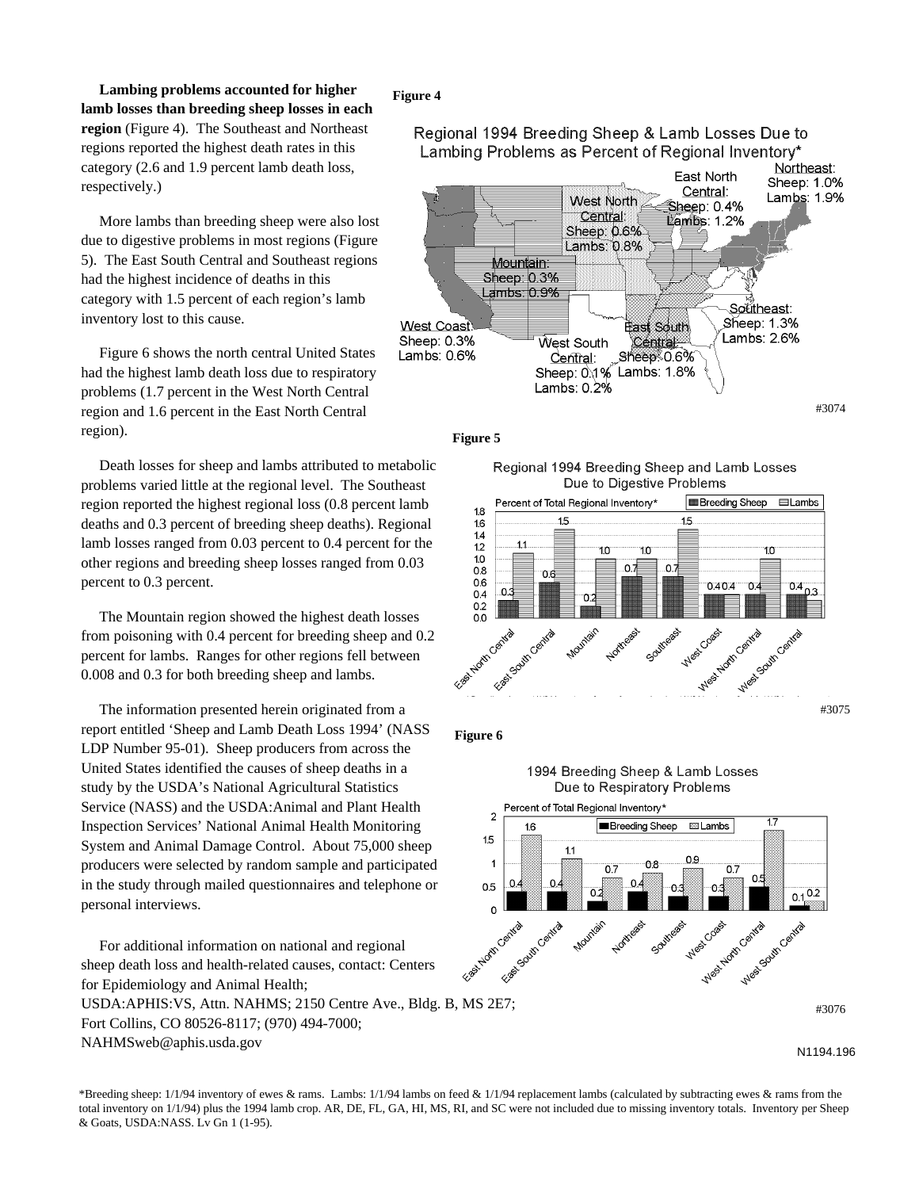**Lambing problems accounted for higher lamb losses than breeding sheep losses in each region** (Figure 4). The Southeast and Northeast regions reported the highest death rates in this category (2.6 and 1.9 percent lamb death loss, respectively.)

More lambs than breeding sheep were also lost due to digestive problems in most regions (Figure 5). The East South Central and Southeast regions had the highest incidence of deaths in this category with 1.5 percent of each region's lamb inventory lost to this cause.

Figure 6 shows the north central United States had the highest lamb death loss due to respiratory problems (1.7 percent in the West North Central region and 1.6 percent in the East North Central region).

Death losses for sheep and lambs attributed to metabolic problems varied little at the regional level. The Southeast region reported the highest regional loss (0.8 percent lamb deaths and 0.3 percent of breeding sheep deaths). Regional lamb losses ranged from 0.03 percent to 0.4 percent for the other regions and breeding sheep losses ranged from 0.03 percent to 0.3 percent.

The Mountain region showed the highest death losses from poisoning with 0.4 percent for breeding sheep and 0.2 percent for lambs. Ranges for other regions fell between 0.008 and 0.3 for both breeding sheep and lambs.

The information presented herein originated from a report entitled 'Sheep and Lamb Death Loss 1994' (NASS LDP Number 95-01). Sheep producers from across the United States identified the causes of sheep deaths in a study by the USDA's National Agricultural Statistics Service (NASS) and the USDA:Animal and Plant Health Inspection Services' National Animal Health Monitoring System and Animal Damage Control. About 75,000 sheep producers were selected by random sample and participated in the study through mailed questionnaires and telephone or personal interviews.

For additional information on national and regional sheep death loss and health-related causes, contact: Centers for Epidemiology and Animal Health;
USDA:APHIS:VS, Attn. NAHMS; 2150 Centre Ave., Bldg. B, MS 2E7;
Fort Collins, CO 80526-8117; (970) 494-7000;
NAHMSweb@aphis.usda.gov

**Figure 4**

Regional 1994 Breeding Sheep & Lamb Losses Due to Lambing Problems as Percent of Regional Inventory*

Northeast: Sheep: 1.0% Lambs: 1.9%
East North Central: Sheep: 0.4% Lambs: 1.2%
West North Central: Sheep: 0.6% Lambs: 0.8%
Mountain: Sheep: 0.3% Lambs: 0.9%
Southeast: Sheep: 1.3% Lambs: 2.6%
West Coast: Sheep: 0.3% Lambs: 0.6%
East South Central: Sheep: 0.6% Lambs: 1.8%
West South Central: Sheep: 0.1% Lambs: 0.2%

#3074

**Figure 5**

Regional 1994 Breeding Sheep and Lamb Losses Due to Digestive Problems

Percent of Total Regional Inventory*

Breeding Sheep, Lambs

East North Central: 0.3, 1.1
East South Central: 0.6, 1.5
Mountain: 0.2, 1.0
Northeast: 0.7, 1.0
Southeast: 0.7, 1.5
West Coast: 0.4, 0.4
West North Central: 0.4, 1.0
West South Central: 0.4, 0.3

#3075

**Figure 6**

1994 Breeding Sheep & Lamb Losses Due to Respiratory Problems

Percent of Total Regional Inventory*

Breeding Sheep, Lambs

East North Central: 0.4, 1.6
East South Central: 0.4, 1.1
Mountain: 0.2, 0.7
Northeast: 0.4, 0.8
Southeast: 0.3, 0.9
West Coast: 0.3, 0.7
West North Central: 0.5, 1.7
West South Central: 0.1, 0.2

#3076

N1194.196

*Breeding sheep: 1/1/94 inventory of ewes & rams. Lambs: 1/1/94 lambs on feed & 1/1/94 replacement lambs (calculated by subtracting ewes & rams from the total inventory on 1/1/94) plus the 1994 lamb crop. AR, DE, FL, GA, HI, MS, RI, and SC were not included due to missing inventory totals. Inventory per Sheep & Goats, USDA:NASS. Lv Gn 1 (1-95).